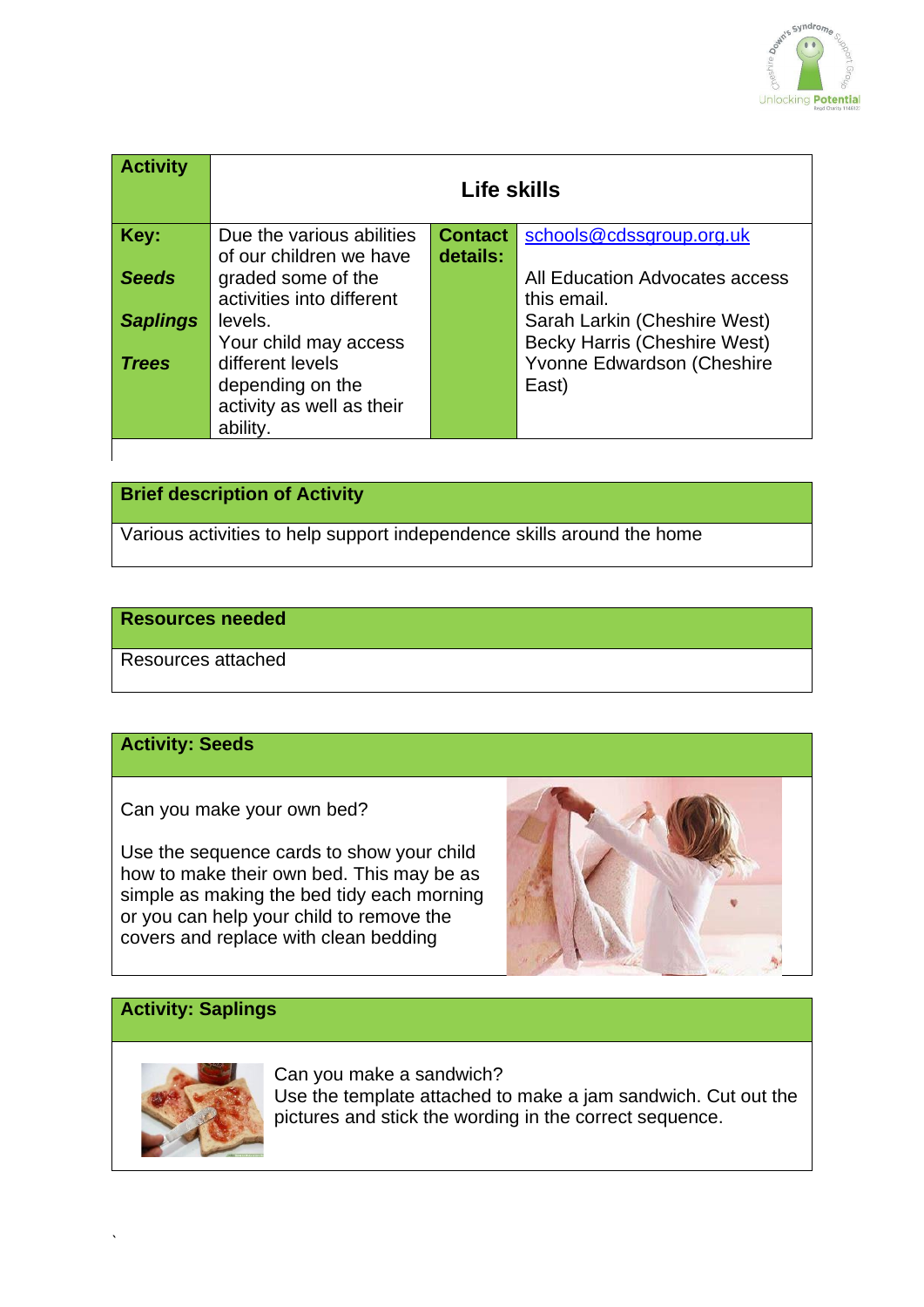| Activity | Life skills | | |
|---|---|---|---|
| **Key:** ***Seeds*** ***Saplings*** ***Trees*** | Due the various abilities of our children we have graded some of the activities into different levels. Your child may access different levels depending on the activity as well as their ability. | **Contact details:** | schools@cdssgroup.org.uk All Education Advocates access this email. Sarah Larkin (Cheshire West) Becky Harris (Cheshire West) Yvonne Edwardson (Cheshire East) |

| Brief description of Activity |
|---|
| Various activities to help support independence skills around the home |

| Resources needed |
|---|
| Resources attached |

**Activity: Seeds**

Can you make your own bed?

Use the sequence cards to show your child how to make their own bed. This may be as simple as making the bed tidy each morning or you can help your child to remove the covers and replace with clean bedding

**Activity: Saplings**

Can you make a sandwich?
Use the template attached to make a jam sandwich. Cut out the pictures and stick the wording in the correct sequence.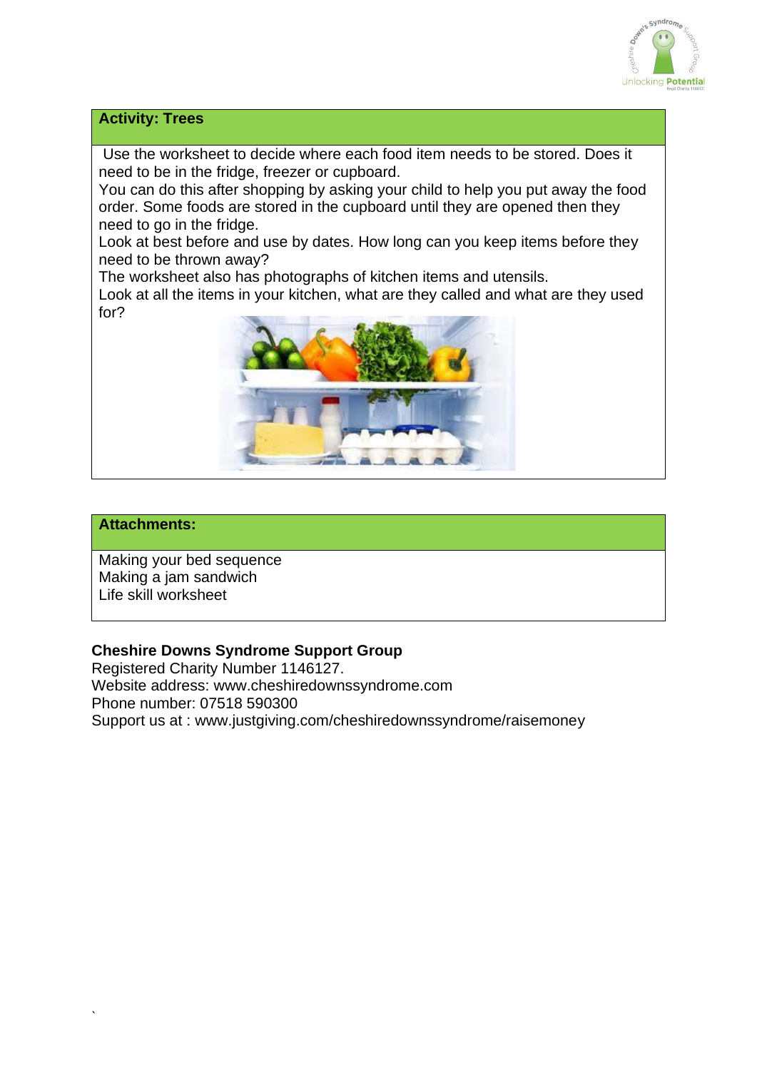## Activity: Trees

Use the worksheet to decide where each food item needs to be stored. Does it need to be in the fridge, freezer or cupboard.

You can do this after shopping by asking your child to help you put away the food order. Some foods are stored in the cupboard until they are opened then they need to go in the fridge.

Look at best before and use by dates. How long can you keep items before they need to be thrown away?

The worksheet also has photographs of kitchen items and utensils.

Look at all the items in your kitchen, what are they called and what are they used for?

## Attachments:

Making your bed sequence
Making a jam sandwich
Life skill worksheet

**Cheshire Downs Syndrome Support Group**
Registered Charity Number 1146127.
Website address: www.cheshiredownssyndrome.com
Phone number: 07518 590300
Support us at : www.justgiving.com/cheshiredownssyndrome/raisemoney